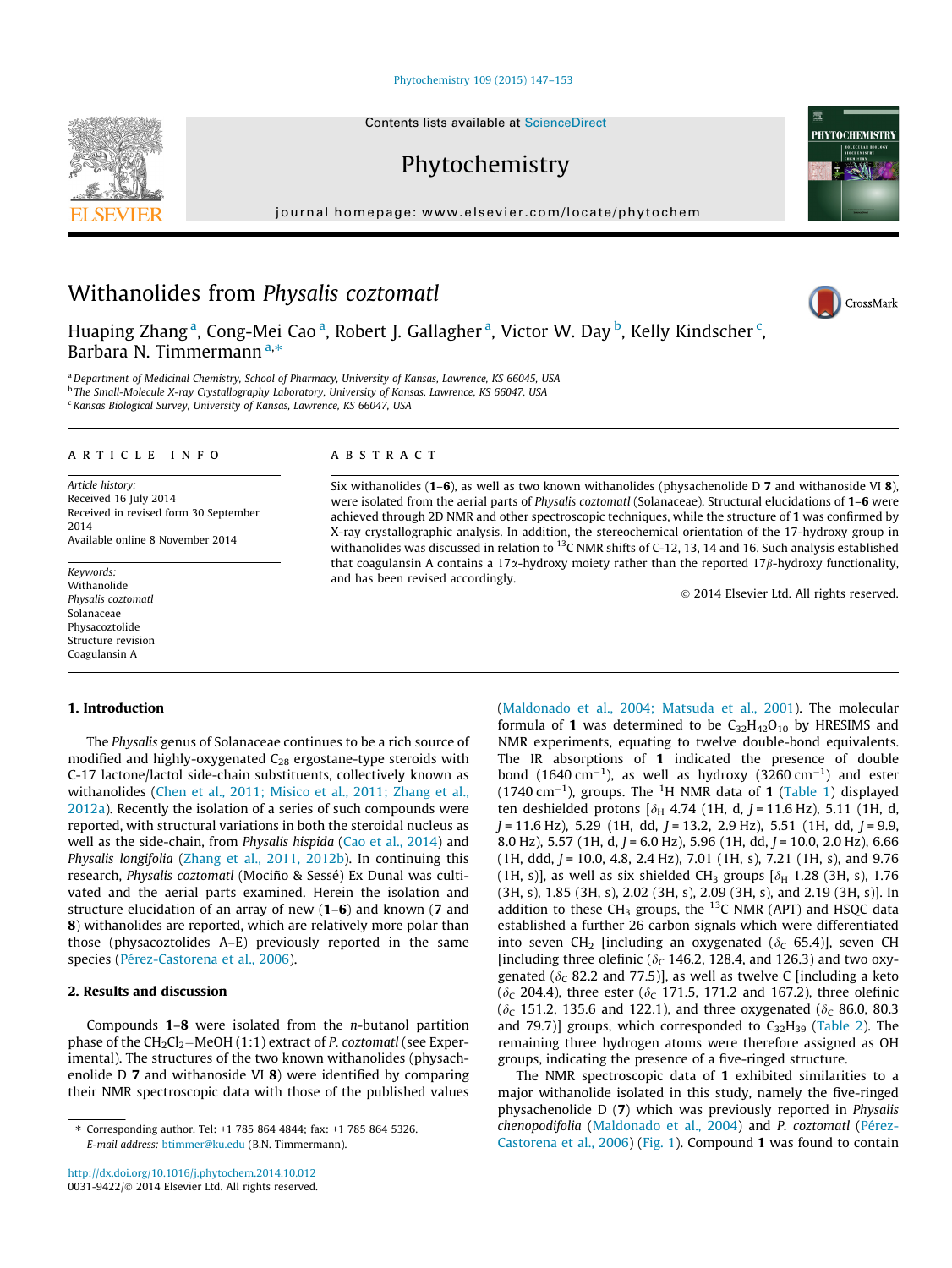# Withanolides from *Physalis coztomatl*

Huaping Zhang [a], Cong-Mei Cao [a], Robert J. Gallagher [a], Victor W. Day [b], Kelly Kindscher [c], Barbara N. Timmermann [a,*]

[a] Department of Medicinal Chemistry, School of Pharmacy, University of Kansas, Lawrence, KS 66045, USA
[b] The Small-Molecule X-ray Crystallography Laboratory, University of Kansas, Lawrence, KS 66047, USA
[c] Kansas Biological Survey, University of Kansas, Lawrence, KS 66047, USA

## ARTICLE INFO

*Article history:*
Received 16 July 2014
Received in revised form 30 September 2014
Available online 8 November 2014

*Keywords:*
Withanolide
*Physalis coztomatl*
Solanaceae
Physacoztolide
Structure revision
Coagulansin A

## ABSTRACT

Six withanolides (**1**–**6**), as well as two known withanolides (physachenolide D **7** and withanoside VI **8**), were isolated from the aerial parts of *Physalis coztomatl* (Solanaceae). Structural elucidations of **1**–**6** were achieved through 2D NMR and other spectroscopic techniques, while the structure of **1** was confirmed by X-ray crystallographic analysis. In addition, the stereochemical orientation of the 17-hydroxy group in withanolides was discussed in relation to $^{13}$C NMR shifts of C-12, 13, 14 and 16. Such analysis established that coagulansin A contains a 17α-hydroxy moiety rather than the reported 17β-hydroxy functionality, and has been revised accordingly.

© 2014 Elsevier Ltd. All rights reserved.

## 1. Introduction

The *Physalis* genus of Solanaceae continues to be a rich source of modified and highly-oxygenated $C_{28}$ ergostane-type steroids with C-17 lactone/lactol side-chain substituents, collectively known as withanolides (Chen et al., 2011; Misico et al., 2011; Zhang et al., 2012a). Recently the isolation of a series of such compounds were reported, with structural variations in both the steroidal nucleus as well as the side-chain, from *Physalis hispida* (Cao et al., 2014) and *Physalis longifolia* (Zhang et al., 2011, 2012b). In continuing this research, *Physalis coztomatl* (Mociño & Sessé) Ex Dunal was cultivated and the aerial parts examined. Herein the isolation and structure elucidation of an array of new (**1**–**6**) and known (**7** and **8**) withanolides are reported, which are relatively more polar than those (physacoztolides A–E) previously reported in the same species (Pérez-Castorena et al., 2006).

## 2. Results and discussion

Compounds **1**–**8** were isolated from the *n*-butanol partition phase of the $CH_2Cl_2$–MeOH (1:1) extract of *P. coztomatl* (see Experimental). The structures of the two known withanolides (physachenolide D **7** and withanoside VI **8**) were identified by comparing their NMR spectroscopic data with those of the published values (Maldonado et al., 2004; Matsuda et al., 2001). The molecular formula of **1** was determined to be $C_{32}H_{42}O_{10}$ by HRESIMS and NMR experiments, equating to twelve double-bond equivalents. The IR absorptions of **1** indicated the presence of double bond (1640 cm$^{-1}$), as well as hydroxy (3260 cm$^{-1}$) and ester (1740 cm$^{-1}$), groups. The $^1$H NMR data of **1** (Table 1) displayed ten deshielded protons [$\delta_H$ 4.74 (1H, d, $J$ = 11.6 Hz), 5.11 (1H, d, $J$ = 11.6 Hz), 5.29 (1H, dd, $J$ = 13.2, 2.9 Hz), 5.51 (1H, dd, $J$ = 9.9, 8.0 Hz), 5.57 (1H, d, $J$ = 6.0 Hz), 5.96 (1H, dd, $J$ = 10.0, 2.0 Hz), 6.66 (1H, ddd, $J$ = 10.0, 4.8, 2.4 Hz), 7.01 (1H, s), 7.21 (1H, s), and 9.76 (1H, s)], as well as six shielded $CH_3$ groups [$\delta_H$ 1.28 (3H, s), 1.76 (3H, s), 1.85 (3H, s), 2.02 (3H, s), 2.09 (3H, s), and 2.19 (3H, s)]. In addition to these $CH_3$ groups, the $^{13}$C NMR (APT) and HSQC data established a further 26 carbon signals which were differentiated into seven $CH_2$ [including an oxygenated ($\delta_C$ 65.4)], seven CH [including three olefinic ($\delta_C$ 146.2, 128.4, and 126.3) and two oxygenated ($\delta_C$ 82.2 and 77.5)], as well as twelve C [including a keto ($\delta_C$ 204.4), three ester ($\delta_C$ 171.5, 171.2 and 167.2), three olefinic ($\delta_C$ 151.2, 135.6 and 122.1), and three oxygenated ($\delta_C$ 86.0, 80.3 and 79.7)] groups, which corresponded to $C_{32}H_{39}$ (Table 2). The remaining three hydrogen atoms were therefore assigned as OH groups, indicating the presence of a five-ringed structure.

The NMR spectroscopic data of **1** exhibited similarities to a major withanolide isolated in this study, namely the five-ringed physachenolide D (**7**) which was previously reported in *Physalis chenopodifolia* (Maldonado et al., 2004) and *P. coztomatl* (Pérez-Castorena et al., 2006) (Fig. 1). Compound **1** was found to contain

* Corresponding author. Tel: +1 785 864 4844; fax: +1 785 864 5326.
*E-mail address:* btimmer@ku.edu (B.N. Timmermann).

http://dx.doi.org/10.1016/j.phytochem.2014.10.012
0031-9422/© 2014 Elsevier Ltd. All rights reserved.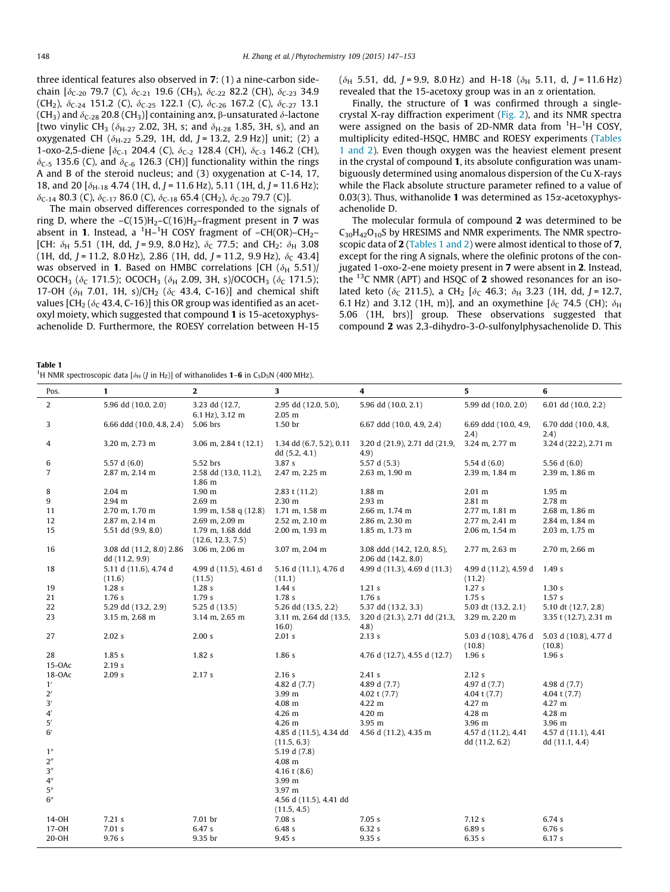three identical features also observed in **7**: (1) a nine-carbon side-chain [$\delta_{C-20}$ 79.7 (C), $\delta_{C-21}$ 19.6 (CH$_3$), $\delta_{C-22}$ 82.2 (CH), $\delta_{C-23}$ 34.9 (CH$_2$), $\delta_{C-24}$ 151.2 (C), $\delta_{C-25}$ 122.1 (C), $\delta_{C-26}$ 167.2 (C), $\delta_{C-27}$ 13.1 (CH$_3$) and $\delta_{C-28}$ 20.8 (CH$_3$)] containing an α, β-unsaturated δ-lactone [two vinylic CH$_3$ ($\delta_{H-27}$ 2.02, 3H, s; and $\delta_{H-28}$ 1.85, 3H, s), and an oxygenated CH ($\delta_{H-22}$ 5.29, 1H, dd, $J$ = 13.2, 2.9 Hz)] unit; (2) a 1-oxo-2,5-diene [$\delta_{C-1}$ 204.4 (C), $\delta_{C-2}$ 128.4 (CH), $\delta_{C-3}$ 146.2 (CH), $\delta_{C-5}$ 135.6 (C), and $\delta_{C-6}$ 126.3 (CH)] functionality within the rings A and B of the steroid nucleus; and (3) oxygenation at C-14, 17, 18, and 20 [$\delta_{H-18}$ 4.74 (1H, d, $J$ = 11.6 Hz), 5.11 (1H, d, $J$ = 11.6 Hz); $\delta_{C-14}$ 80.3 (C), $\delta_{C-17}$ 86.0 (C), $\delta_{C-18}$ 65.4 (CH$_2$), $\delta_{C-20}$ 79.7 (C)].

The main observed differences corresponded to the signals of ring D, where the –C(15)H$_2$–C(16)H$_2$–fragment present in **7** was absent in **1**. Instead, a $^1$H–$^1$H COSY fragment of –CH(OR)–CH$_2$– [CH: $\delta_H$ 5.51 (1H, dd, $J$ = 9.9, 8.0 Hz), $\delta_C$ 77.5; and CH$_2$: $\delta_H$ 3.08 (1H, dd, $J$ = 11.2, 8.0 Hz), 2.86 (1H, dd, $J$ = 11.2, 9.9 Hz), $\delta_C$ 43.4] was observed in **1**. Based on HMBC correlations [CH ($\delta_H$ 5.51)/OCOCH$_3$ ($\delta_C$ 171.5); OCOCH$_3$ ($\delta_H$ 2.09, 3H, s)/OCOCH$_3$ ($\delta_C$ 171.5); 17-OH ($\delta_H$ 7.01, 1H, s)/CH$_2$ ($\delta_C$ 43.4, C-16)] and chemical shift values [CH$_2$ ($\delta_C$ 43.4, C-16)] this OR group was identified as an acetoxyl moiety, which suggested that compound **1** is 15-acetoxyphysachenolide D. Furthermore, the ROESY correlation between H-15 ($\delta_H$ 5.51, dd, $J$ = 9.9, 8.0 Hz) and H-18 ($\delta_H$ 5.11, d, $J$ = 11.6 Hz) revealed that the 15-acetoxy group was in an α orientation.

Finally, the structure of **1** was confirmed through a single-crystal X-ray diffraction experiment (Fig. 2), and its NMR spectra were assigned on the basis of 2D-NMR data from $^1$H–$^1$H COSY, multiplicity edited-HSQC, HMBC and ROESY experiments (Tables 1 and 2). Even though oxygen was the heaviest element present in the crystal of compound **1**, its absolute configuration was unambiguously determined using anomalous dispersion of the Cu X-rays while the Flack absolute structure parameter refined to a value of 0.03(3). Thus, withanolide **1** was determined as 15α-acetoxyphysachenolide D.

The molecular formula of compound **2** was determined to be $C_{30}H_{42}O_{10}S$ by HRESIMS and NMR experiments. The NMR spectroscopic data of **2** (Tables 1 and 2) were almost identical to those of **7**, except for the ring A signals, where the olefinic protons of the conjugated 1-oxo-2-ene moiety present in **7** were absent in **2**. Instead, the $^{13}$C NMR (APT) and HSQC of **2** showed resonances for an isolated keto ($\delta_C$ 211.5), a CH$_2$ [$\delta_C$ 46.3; $\delta_H$ 3.23 (1H, dd, $J$ = 12.7, 6.1 Hz) and 3.12 (1H, m)], and an oxymethine [$\delta_C$ 74.5 (CH); $\delta_H$ 5.06 (1H, brs)] group. These observations suggested that compound **2** was 2,3-dihydro-3-*O*-sulfonylphysachenolide D. This

**Table 1**
$^1$H NMR spectroscopic data [$\delta_H$ ($J$ in Hz)] of withanolides **1–6** in C$_5$D$_5$N (400 MHz).

| Pos. | 1 | 2 | 3 | 4 | 5 | 6 |
|---|---|---|---|---|---|---|
| 2 | 5.96 dd (10.0, 2.0) | 3.23 dd (12.7, 6.1 Hz), 3.12 m | 2.95 dd (12.0, 5.0), 2.05 m | 5.96 dd (10.0, 2.1) | 5.99 dd (10.0, 2.0) | 6.01 dd (10.0, 2.2) |
| 3 | 6.66 ddd (10.0, 4.8, 2.4) | 5.06 brs | 1.50 br | 6.67 ddd (10.0, 4.9, 2.4) | 6.69 ddd (10.0, 4.9, 2.4) | 6.70 ddd (10.0, 4.8, 2.4) |
| 4 | 3.20 m, 2.73 m | 3.06 m, 2.84 t (12.1) | 1.34 dd (6.7, 5.2), 0.11 dd (5.2, 4.1) | 3.20 d (21.9), 2.71 dd (21.9, 4.9) | 3.24 m, 2.77 m | 3.24 d (22.2), 2.71 m |
| 6 | 5.57 d (6.0) | 5.52 brs | 3.87 s | 5.57 d (5.3) | 5.54 d (6.0) | 5.56 d (6.0) |
| 7 | 2.87 m, 2.14 m | 2.58 dd (13.0, 11.2), 1.86 m | 2.47 m, 2.25 m | 2.63 m, 1.90 m | 2.39 m, 1.84 m | 2.39 m, 1.86 m |
| 8 | 2.04 m | 1.90 m | 2.83 t (11.2) | 1.88 m | 2.01 m | 1.95 m |
| 9 | 2.94 m | 2.69 m | 2.30 m | 2.93 m | 2.81 m | 2.78 m |
| 11 | 2.70 m, 1.70 m | 1.99 m, 1.58 q (12.8) | 1.71 m, 1.58 m | 2.66 m, 1.74 m | 2.77 m, 1.81 m | 2.68 m, 1.86 m |
| 12 | 2.87 m, 2.14 m | 2.69 m, 2.09 m | 2.52 m, 2.10 m | 2.86 m, 2.30 m | 2.77 m, 2.41 m | 2.84 m, 1.84 m |
| 15 | 5.51 dd (9.9, 8.0) | 1.79 m, 1.68 ddd (12.6, 12.3, 7.5) | 2.00 m, 1.93 m | 1.85 m, 1.73 m | 2.06 m, 1.54 m | 2.03 m, 1.75 m |
| 16 | 3.08 dd (11.2, 8.0) 2.86 dd (11.2, 9.9) | 3.06 m, 2.06 m | 3.07 m, 2.04 m | 3.08 ddd (14.2, 12.0, 8.5), 2.06 dd (14.2, 8.0) | 2.77 m, 2.63 m | 2.70 m, 2.66 m |
| 18 | 5.11 d (11.6), 4.74 d (11.6) | 4.99 d (11.5), 4.61 d (11.5) | 5.16 d (11.1), 4.76 d (11.1) | 4.99 d (11.3), 4.69 d (11.3) | 4.99 d (11.2), 4.59 d (11.2) | 1.49 s |
| 19 | 1.28 s | 1.28 s | 1.44 s | 1.21 s | 1.27 s | 1.30 s |
| 21 | 1.76 s | 1.79 s | 1.78 s | 1.76 s | 1.75 s | 1.57 s |
| 22 | 5.29 dd (13.2, 2.9) | 5.25 d (13.5) | 5.26 dd (13.5, 2.2) | 5.37 dd (13.2, 3.3) | 5.03 dt (13.2, 2.1) | 5.10 dt (12.7, 2.8) |
| 23 | 3.15 m, 2.68 m | 3.14 m, 2.65 m | 3.11 m, 2.64 dd (13.5, 16.0) | 3.20 d (21.3), 2.71 dd (21.3, 4.8) | 3.29 m, 2.20 m | 3.35 t (12.7), 2.31 m |
| 27 | 2.02 s | 2.00 s | 2.01 s | 2.13 s | 5.03 d (10.8), 4.76 d (10.8) | 5.03 d (10.8), 4.77 d (10.8) |
| 28 | 1.85 s | 1.82 s | 1.86 s | 4.76 d (12.7), 4.55 d (12.7) | 1.96 s | 1.96 s |
| 15-OAc | 2.19 s | | | | | |
| 18-OAc | 2.09 s | 2.17 s | 2.16 s | 2.41 s | 2.12 s | |
| 1′ | | | 4.82 d (7.7) | 4.89 d (7.7) | 4.97 d (7.7) | 4.98 d (7.7) |
| 2′ | | | 3.99 m | 4.02 t (7.7) | 4.04 t (7.7) | 4.04 t (7.7) |
| 3′ | | | 4.08 m | 4.22 m | 4.27 m | 4.27 m |
| 4′ | | | 4.26 m | 4.20 m | 4.28 m | 4.28 m |
| 5′ | | | 4.26 m | 3.95 m | 3.96 m | 3.96 m |
| 6′ | | | 4.85 d (11.5), 4.34 dd (11.5, 6.3) | 4.56 d (11.2), 4.35 m | 4.57 d (11.2), 4.41 dd (11.2, 6.2) | 4.57 d (11.1), 4.41 dd (11.1, 4.4) |
| 1″ | | | 5.19 d (7.8) | | | |
| 2″ | | | 4.08 m | | | |
| 3″ | | | 4.16 t (8.6) | | | |
| 4″ | | | 3.99 m | | | |
| 5″ | | | 3.97 m | | | |
| 6″ | | | 4.56 d (11.5), 4.41 dd (11.5, 4.5) | | | |
| 14-OH | 7.21 s | 7.01 br | 7.08 s | 7.05 s | 7.12 s | 6.74 s |
| 17-OH | 7.01 s | 6.47 s | 6.48 s | 6.32 s | 6.89 s | 6.76 s |
| 20-OH | 9.76 s | 9.35 br | 9.45 s | 9.35 s | 6.35 s | 6.17 s |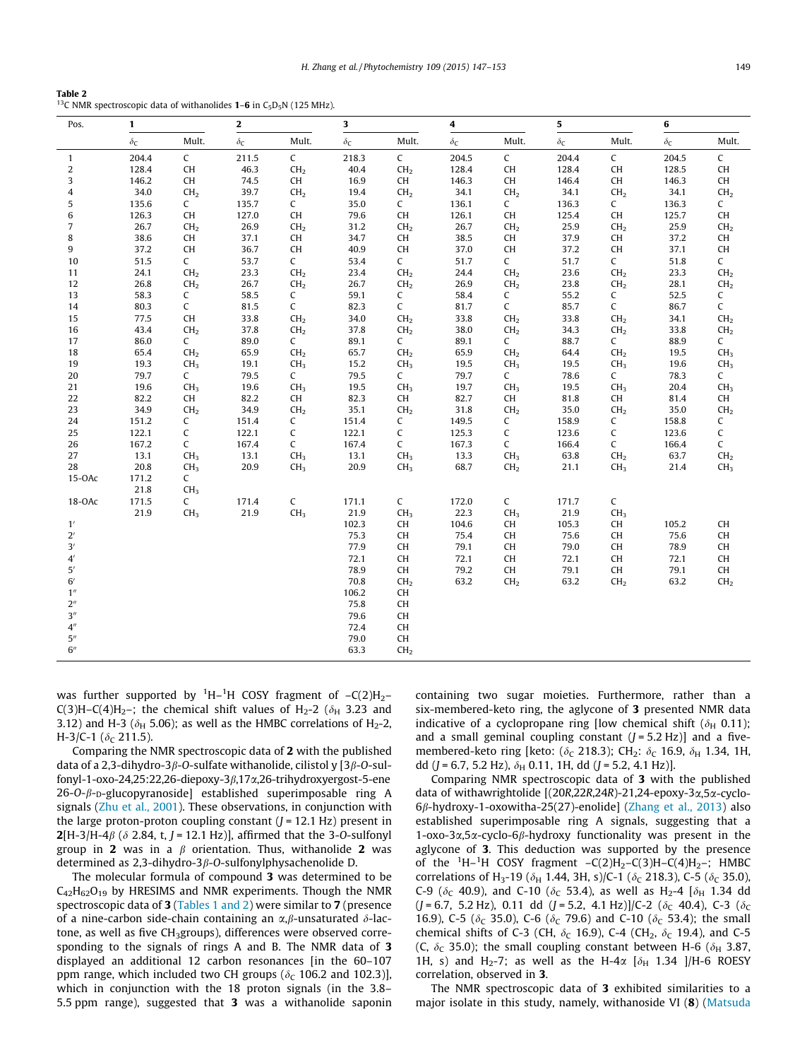**Table 2**
$^{13}C$ NMR spectroscopic data of withanolides **1–6** in $C_5D_5N$ (125 MHz).

| Pos. | **1** | | **2** | | **3** | | **4** | | **5** | | **6** | |
|---|---|---|---|---|---|---|---|---|---|---|---|---|
| | $\delta_C$ | Mult. | $\delta_C$ | Mult. | $\delta_C$ | Mult. | $\delta_C$ | Mult. | $\delta_C$ | Mult. | $\delta_C$ | Mult. |
| 1 | 204.4 | C | 211.5 | C | 218.3 | C | 204.5 | C | 204.4 | C | 204.5 | C |
| 2 | 128.4 | CH | 46.3 | $CH_2$ | 40.4 | $CH_2$ | 128.4 | CH | 128.4 | CH | 128.5 | CH |
| 3 | 146.2 | CH | 74.5 | CH | 16.9 | CH | 146.3 | CH | 146.4 | CH | 146.3 | CH |
| 4 | 34.0 | $CH_2$ | 39.7 | $CH_2$ | 19.4 | $CH_2$ | 34.1 | $CH_2$ | 34.1 | $CH_2$ | 34.1 | $CH_2$ |
| 5 | 135.6 | C | 135.7 | C | 35.0 | C | 136.1 | C | 136.3 | C | 136.3 | C |
| 6 | 126.3 | CH | 127.0 | CH | 79.6 | CH | 126.1 | CH | 125.4 | CH | 125.7 | CH |
| 7 | 26.7 | $CH_2$ | 26.9 | $CH_2$ | 31.2 | $CH_2$ | 26.7 | $CH_2$ | 25.9 | $CH_2$ | 25.9 | $CH_2$ |
| 8 | 38.6 | CH | 37.1 | CH | 34.7 | CH | 38.5 | CH | 37.9 | CH | 37.2 | CH |
| 9 | 37.2 | CH | 36.7 | CH | 40.9 | CH | 37.0 | CH | 37.2 | CH | 37.1 | CH |
| 10 | 51.5 | C | 53.7 | C | 53.4 | C | 51.7 | C | 51.7 | C | 51.8 | C |
| 11 | 24.1 | $CH_2$ | 23.3 | $CH_2$ | 23.4 | $CH_2$ | 24.4 | $CH_2$ | 23.6 | $CH_2$ | 23.3 | $CH_2$ |
| 12 | 26.8 | $CH_2$ | 26.7 | $CH_2$ | 26.7 | $CH_2$ | 26.9 | $CH_2$ | 23.8 | $CH_2$ | 28.1 | $CH_2$ |
| 13 | 58.3 | C | 58.5 | C | 59.1 | C | 58.4 | C | 55.2 | C | 52.5 | C |
| 14 | 80.3 | C | 81.5 | C | 82.3 | C | 81.7 | C | 85.7 | C | 86.7 | C |
| 15 | 77.5 | CH | 33.8 | $CH_2$ | 34.0 | $CH_2$ | 33.8 | $CH_2$ | 33.8 | $CH_2$ | 34.1 | $CH_2$ |
| 16 | 43.4 | $CH_2$ | 37.8 | $CH_2$ | 37.8 | $CH_2$ | 38.0 | $CH_2$ | 34.3 | $CH_2$ | 33.8 | $CH_2$ |
| 17 | 86.0 | C | 89.0 | C | 89.1 | C | 89.1 | C | 88.7 | C | 88.9 | C |
| 18 | 65.4 | $CH_2$ | 65.9 | $CH_2$ | 65.7 | $CH_2$ | 65.9 | $CH_2$ | 64.4 | $CH_2$ | 19.5 | $CH_3$ |
| 19 | 19.3 | $CH_3$ | 19.1 | $CH_3$ | 15.2 | $CH_3$ | 19.5 | $CH_3$ | 19.5 | $CH_3$ | 19.6 | $CH_3$ |
| 20 | 79.7 | C | 79.5 | C | 79.5 | C | 79.7 | C | 78.6 | C | 78.3 | C |
| 21 | 19.6 | $CH_3$ | 19.6 | $CH_3$ | 19.5 | $CH_3$ | 19.7 | $CH_3$ | 19.5 | $CH_3$ | 20.4 | $CH_3$ |
| 22 | 82.2 | CH | 82.2 | CH | 82.3 | CH | 82.7 | CH | 81.8 | CH | 81.4 | CH |
| 23 | 34.9 | $CH_2$ | 34.9 | $CH_2$ | 35.1 | $CH_2$ | 31.8 | $CH_2$ | 35.0 | $CH_2$ | 35.0 | $CH_2$ |
| 24 | 151.2 | C | 151.4 | C | 151.4 | C | 149.5 | C | 158.9 | C | 158.8 | C |
| 25 | 122.1 | C | 122.1 | C | 122.1 | C | 125.3 | C | 123.6 | C | 123.6 | C |
| 26 | 167.2 | C | 167.4 | C | 167.4 | C | 167.3 | C | 166.4 | C | 166.4 | C |
| 27 | 13.1 | $CH_3$ | 13.1 | $CH_3$ | 13.1 | $CH_3$ | 13.3 | $CH_3$ | 63.8 | $CH_2$ | 63.7 | $CH_2$ |
| 28 | 20.8 | $CH_3$ | 20.9 | $CH_3$ | 20.9 | $CH_3$ | 68.7 | $CH_2$ | 21.1 | $CH_3$ | 21.4 | $CH_3$ |
| 15-OAc | 171.2 | C | | | | | | | | | | |
| | 21.8 | $CH_3$ | | | | | | | | | | |
| 18-OAc | 171.5 | C | 171.4 | C | 171.1 | C | 172.0 | C | 171.7 | C | | |
| | 21.9 | $CH_3$ | 21.9 | $CH_3$ | 21.9 | $CH_3$ | 22.3 | $CH_3$ | 21.9 | $CH_3$ | | |
| 1′ | | | | | 102.3 | CH | 104.6 | CH | 105.3 | CH | 105.2 | CH |
| 2′ | | | | | 75.3 | CH | 75.4 | CH | 75.6 | CH | 75.6 | CH |
| 3′ | | | | | 77.9 | CH | 79.1 | CH | 79.0 | CH | 78.9 | CH |
| 4′ | | | | | 72.1 | CH | 72.1 | CH | 72.1 | CH | 72.1 | CH |
| 5′ | | | | | 78.9 | CH | 79.2 | CH | 79.1 | CH | 79.1 | CH |
| 6′ | | | | | 70.8 | $CH_2$ | 63.2 | $CH_2$ | 63.2 | $CH_2$ | 63.2 | $CH_2$ |
| 1″ | | | | | 106.2 | CH | | | | | | |
| 2″ | | | | | 75.8 | CH | | | | | | |
| 3″ | | | | | 79.6 | CH | | | | | | |
| 4″ | | | | | 72.4 | CH | | | | | | |
| 5″ | | | | | 79.0 | CH | | | | | | |
| 6″ | | | | | 63.3 | $CH_2$ | | | | | | |

was further supported by $^1H$–$^1H$ COSY fragment of $-C(2)H_2-C(3)H-C(4)H_2-$; the chemical shift values of $H_2$-2 ($\delta_H$ 3.23 and 3.12) and H-3 ($\delta_H$ 5.06); as well as the HMBC correlations of $H_2$-2, H-3/C-1 ($\delta_C$ 211.5).

Comparing the NMR spectroscopic data of **2** with the published data of a 2,3-dihydro-3$\beta$-*O*-sulfate withanolide, cilistol y [3$\beta$-*O*-sulfonyl-1-oxo-24,25:22,26-diepoxy-3$\beta$,17$\alpha$,26-trihydroxyergost-5-ene 26-*O*-$\beta$-D-glucopyranoside] established superimposable ring A signals (Zhu et al., 2001). These observations, in conjunction with the large proton-proton coupling constant ($J$ = 12.1 Hz) present in **2**[H-3/H-4$\beta$ ($\delta$ 2.84, t, $J$ = 12.1 Hz)], affirmed that the 3-*O*-sulfonyl group in **2** was in a $\beta$ orientation. Thus, withanolide **2** was determined as 2,3-dihydro-3$\beta$-*O*-sulfonylphysachenolide D.

The molecular formula of compound **3** was determined to be $C_{42}H_{62}O_{19}$ by HRESIMS and NMR experiments. Though the NMR spectroscopic data of **3** (Tables 1 and 2) were similar to **7** (presence of a nine-carbon side-chain containing an $\alpha$,$\beta$-unsaturated $\delta$-lactone, as well as five $CH_3$groups), differences were observed corresponding to the signals of rings A and B. The NMR data of **3** displayed an additional 12 carbon resonances [in the 60–107 ppm range, which included two CH groups ($\delta_C$ 106.2 and 102.3)], which in conjunction with the 18 proton signals (in the 3.8–5.5 ppm range), suggested that **3** was a withanolide saponin containing two sugar moieties. Furthermore, rather than a six-membered-keto ring, the aglycone of **3** presented NMR data indicative of a cyclopropane ring [low chemical shift ($\delta_H$ 0.11); and a small geminal coupling constant ($J$ = 5.2 Hz)] and a five-membered-keto ring [keto: ($\delta_C$ 218.3); $CH_2$: $\delta_C$ 16.9, $\delta_H$ 1.34, 1H, dd ($J$ = 6.7, 5.2 Hz), $\delta_H$ 0.11, 1H, dd ($J$ = 5.2, 4.1 Hz)].

Comparing NMR spectroscopic data of **3** with the published data of withawrightolide [(20*R*,22*R*,24*R*)-21,24-epoxy-3$\alpha$,5$\alpha$-cyclo-6$\beta$-hydroxy-1-oxowitha-25(27)-enolide] (Zhang et al., 2013) also established superimposable ring A signals, suggesting that a 1-oxo-3$\alpha$,5$\alpha$-cyclo-6$\beta$-hydroxy functionality was present in the aglycone of **3**. This deduction was supported by the presence of the $^1H$–$^1H$ COSY fragment $-C(2)H_2-C(3)H-C(4)H_2-$; HMBC correlations of $H_3$-19 [($\delta_H$ 1.44, 3H, s)/C-1 ($\delta_C$ 218.3), C-5 ($\delta_C$ 35.0), C-9 ($\delta_C$ 40.9), and C-10 ($\delta_C$ 53.4), as well as $H_2$-4 [$\delta_H$ 1.34 dd ($J$ = 6.7, 5.2 Hz), 0.11 dd ($J$ = 5.2, 4.1 Hz)]/C-2 ($\delta_C$ 40.4), C-3 ($\delta_C$ 16.9), C-5 ($\delta_C$ 35.0), C-6 ($\delta_C$ 79.6) and C-10 ($\delta_C$ 53.4); the small chemical shifts of C-3 (CH, $\delta_C$ 16.9), C-4 ($CH_2$, $\delta_C$ 19.4), and C-5 (C, $\delta_C$ 35.0); the small coupling constant between H-6 ($\delta_H$ 3.87, 1H, s) and $H_2$-7; as well as the H-4$\alpha$ [$\delta_H$ 1.34 ]/H-6 ROESY correlation, observed in **3**.

The NMR spectroscopic data of **3** exhibited similarities to a major isolate in this study, namely, withanoside VI (**8**) (Matsuda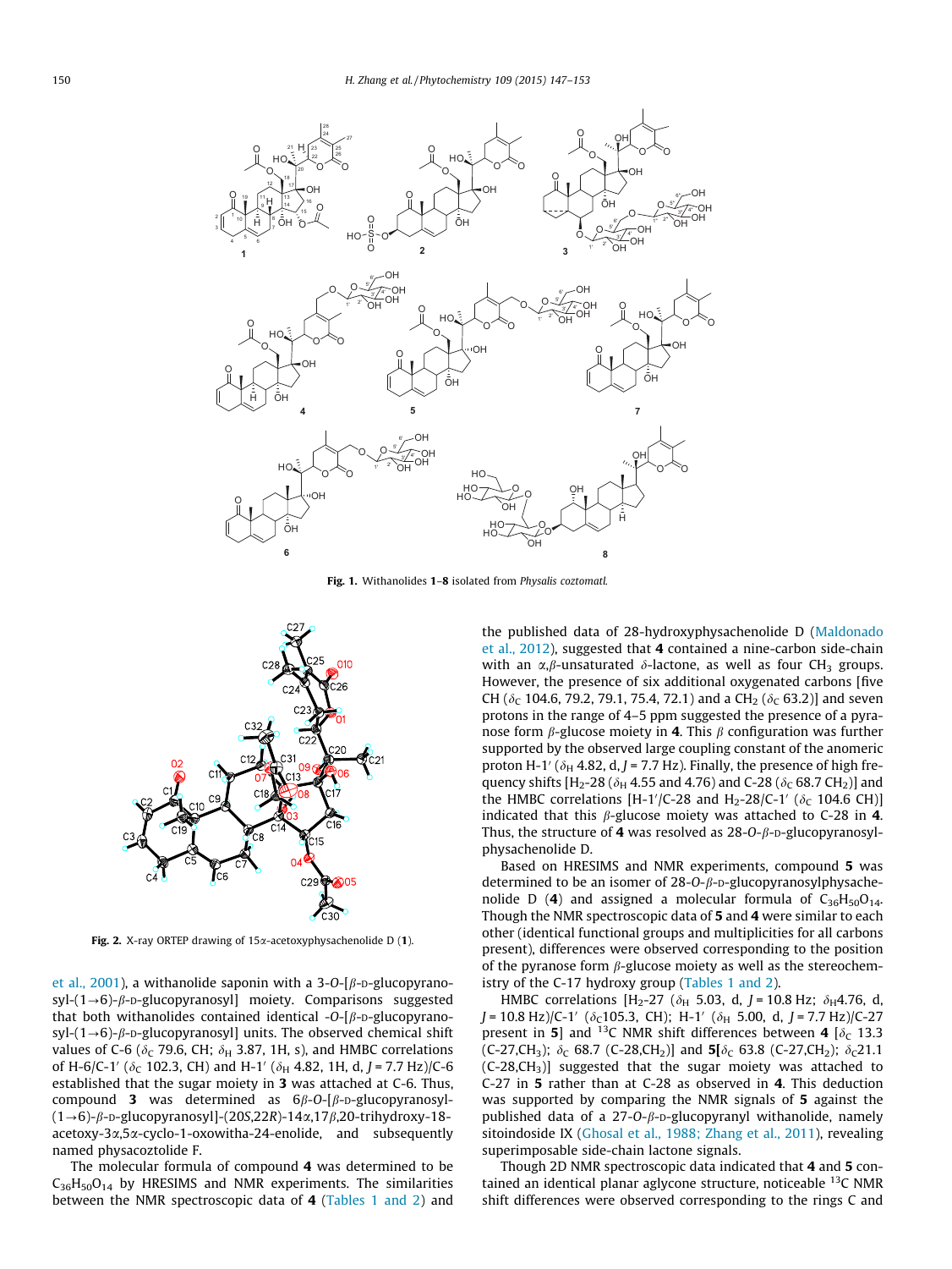Fig. 1. Withanolides 1–8 isolated from *Physalis coztomatl*.

Fig. 2. X-ray ORTEP drawing of 15α-acetoxyphysachenolide D (1).

et al., 2001), a withanolide saponin with a 3-*O*-[β-D-glucopyranosyl-(1→6)-β-D-glucopyranosyl] moiety. Comparisons suggested that both withanolides contained identical -*O*-[β-D-glucopyranosyl-(1→6)-β-D-glucopyranosyl] units. The observed chemical shift values of C-6 ($\delta_C$ 79.6, CH; $\delta_H$ 3.87, 1H, s), and HMBC correlations of H-6/C-1′ ($\delta_C$ 102.3, CH) and H-1′ ($\delta_H$ 4.82, 1H, d, *J* = 7.7 Hz)/C-6 established that the sugar moiety in **3** was attached at C-6. Thus, compound **3** was determined as 6β-*O*-[β-D-glucopyranosyl-(1→6)-β-D-glucopyranosyl]-(20*S*,22*R*)-14α,17β,20-trihydroxy-18-acetoxy-3α,5α-cyclo-1-oxowitha-24-enolide, and subsequently named physacoztolide F.

The molecular formula of compound **4** was determined to be $C_{36}H_{50}O_{14}$ by HRESIMS and NMR experiments. The similarities between the NMR spectroscopic data of **4** (Tables 1 and 2) and the published data of 28-hydroxyphysachenolide D (Maldonado et al., 2012), suggested that **4** contained a nine-carbon side-chain with an α,β-unsaturated δ-lactone, as well as four $CH_3$ groups. However, the presence of six additional oxygenated carbons [five CH ($\delta_C$ 104.6, 79.2, 79.1, 75.4, 72.1) and a $CH_2$ ($\delta_C$ 63.2)] and seven protons in the range of 4–5 ppm suggested the presence of a pyranose form β-glucose moiety in **4**. This β configuration was further supported by the observed large coupling constant of the anomeric proton H-1′ ($\delta_H$ 4.82, d, *J* = 7.7 Hz). Finally, the presence of high frequency shifts [$H_2$-28 ($\delta_H$ 4.55 and 4.76) and C-28 ($\delta_C$ 68.7 $CH_2$)] and the HMBC correlations [H-1′/C-28 and $H_2$-28/C-1′ ($\delta_C$ 104.6 CH)] indicated that this β-glucose moiety was attached to C-28 in **4**. Thus, the structure of **4** was resolved as 28-*O*-β-D-glucopyranosylphysachenolide D.

Based on HRESIMS and NMR experiments, compound **5** was determined to be an isomer of 28-*O*-β-D-glucopyranosylphysachenolide D (**4**) and assigned a molecular formula of $C_{36}H_{50}O_{14}$. Though the NMR spectroscopic data of **5** and **4** were similar to each other (identical functional groups and multiplicities for all carbons present), differences were observed corresponding to the position of the pyranose form β-glucose moiety as well as the stereochemistry of the C-17 hydroxy group (Tables 1 and 2).

HMBC correlations [$H_2$-27 ($\delta_H$ 5.03, d, *J* = 10.8 Hz; $\delta_H$4.76, d, *J* = 10.8 Hz)/C-1′ ($\delta_C$105.3, CH); H-1′ ($\delta_H$ 5.00, d, *J* = 7.7 Hz)/C-27 present in **5**] and $^{13}$C NMR shift differences between **4** [$\delta_C$ 13.3 (C-27,$CH_3$); $\delta_C$ 68.7 (C-28,$CH_2$)] and **5**[$\delta_C$ 63.8 (C-27,$CH_2$); $\delta_C$21.1 (C-28,$CH_3$)] suggested that the sugar moiety was attached to C-27 in **5** rather than at C-28 as observed in **4**. This deduction was supported by comparing the NMR signals of **5** against the published data of a 27-*O*-β-D-glucopyranyl withanolide, namely sitoindoside IX (Ghosal et al., 1988; Zhang et al., 2011), revealing superimposable side-chain lactone signals.

Though 2D NMR spectroscopic data indicated that **4** and **5** contained an identical planar aglycone structure, noticeable $^{13}$C NMR shift differences were observed corresponding to the rings C and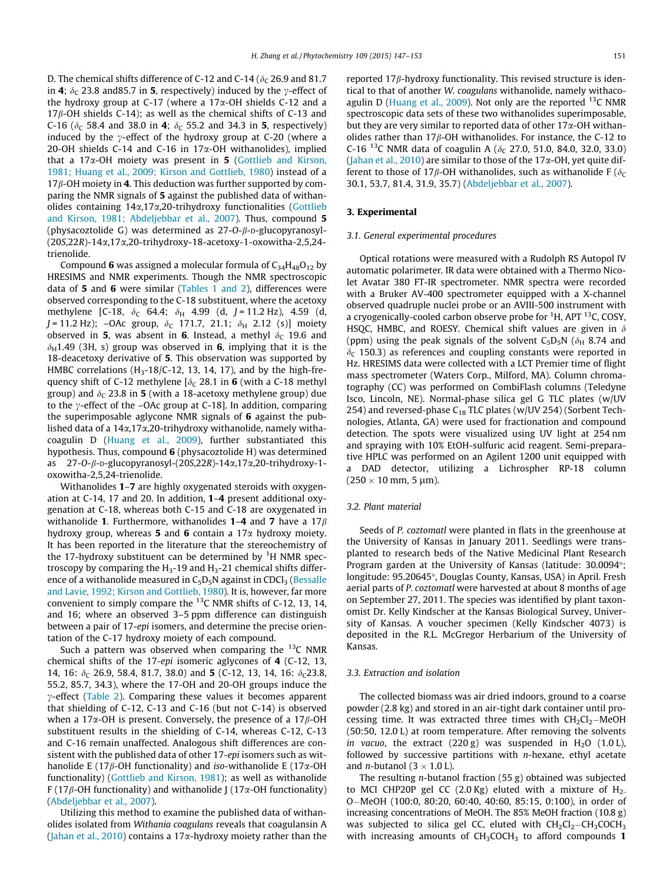D. The chemical shifts difference of C-12 and C-14 ($\delta_C$ 26.9 and 81.7 in **4**; $\delta_C$ 23.8 and85.7 in **5**, respectively) induced by the $\gamma$-effect of the hydroxy group at C-17 (where a 17$\alpha$-OH shields C-12 and a 17$\beta$-OH shields C-14); as well as the chemical shifts of C-13 and C-16 ($\delta_C$ 58.4 and 38.0 in **4**; $\delta_C$ 55.2 and 34.3 in **5**, respectively) induced by the $\gamma$-effect of the hydroxy group at C-20 (where a 20-OH shields C-14 and C-16 in 17$\alpha$-OH withanolides), implied that a 17$\alpha$-OH moiety was present in **5** (Gottlieb and Kirson, 1981; Huang et al., 2009; Kirson and Gottlieb, 1980) instead of a 17$\beta$-OH moiety in **4**. This deduction was further supported by comparing the NMR signals of **5** against the published data of withanolides containing 14$\alpha$,17$\alpha$,20-trihydroxy functionalities (Gottlieb and Kirson, 1981; Abdeljebbar et al., 2007). Thus, compound **5** (physacoztolide G) was determined as 27-*O*-$\beta$-D-glucopyranosyl-(20*S*,22*R*)-14$\alpha$,17$\alpha$,20-trihydroxy-18-acetoxy-1-oxowitha-2,5,24-trienolide.

Compound **6** was assigned a molecular formula of $C_{34}H_{48}O_{12}$ by HRESIMS and NMR experiments. Though the NMR spectroscopic data of **5** and **6** were similar (Tables 1 and 2), differences were observed corresponding to the C-18 substituent, where the acetoxy methylene [C-18, $\delta_C$ 64.4; $\delta_H$ 4.99 (d, *J* = 11.2 Hz), 4.59 (d, *J* = 11.2 Hz); –OAc group, $\delta_C$ 171.7, 21.1; $\delta_H$ 2.12 (s)] moiety observed in **5**, was absent in **6**. Instead, a methyl $\delta_C$ 19.6 and $\delta_H$1.49 (3H, s) group was observed in **6**, implying that it is the 18-deacetoxy derivative of **5**. This observation was supported by HMBC correlations ($H_3$-18/C-12, 13, 14, 17), and by the high-frequency shift of C-12 methylene [$\delta_C$ 28.1 in **6** (with a C-18 methyl group) and $\delta_C$ 23.8 in **5** (with a 18-acetoxy methylene group) due to the $\gamma$-effect of the –OAc group at C-18]. In addition, comparing the superimposable aglycone NMR signals of **6** against the published data of a 14$\alpha$,17$\alpha$,20-trihydroxy withanolide, namely withacoagulin D (Huang et al., 2009), further substantiated this hypothesis. Thus, compound **6** (physacoztolide H) was determined as 27-*O*-$\beta$-D-glucopyranosyl-(20*S*,22*R*)-14$\alpha$,17$\alpha$,20-trihydroxy-1-oxowitha-2,5,24-trienolide.

Withanolides **1**–**7** are highly oxygenated steroids with oxygenation at C-14, 17 and 20. In addition, **1**–**4** present additional oxygenation at C-18, whereas both C-15 and C-18 are oxygenated in withanolide **1**. Furthermore, withanolides **1**–**4** and **7** have a 17$\beta$ hydroxy group, whereas **5** and **6** contain a 17$\alpha$ hydroxy moiety. It has been reported in the literature that the stereochemistry of the 17-hydroxy substituent can be determined by $^1$H NMR spectroscopy by comparing the $H_3$-19 and $H_3$-21 chemical shifts difference of a withanolide measured in $C_5D_5N$ against in $CDCl_3$ (Bessalle and Lavie, 1992; Kirson and Gottlieb, 1980). It is, however, far more convenient to simply compare the $^{13}$C NMR shifts of C-12, 13, 14, and 16; where an observed 3–5 ppm difference can distinguish between a pair of 17-*epi* isomers, and determine the precise orientation of the C-17 hydroxy moiety of each compound.

Such a pattern was observed when comparing the $^{13}$C NMR chemical shifts of the 17-*epi* isomeric aglycones of **4** (C-12, 13, 14, 16: $\delta_C$ 26.9, 58.4, 81.7, 38.0) and **5** (C-12, 13, 14, 16: $\delta_C$23.8, 55.2, 85.7, 34.3), where the 17-OH and 20-OH groups induce the $\gamma$-effect (Table 2). Comparing these values it becomes apparent that shielding of C-12, C-13 and C-16 (but not C-14) is observed when a 17$\alpha$-OH is present. Conversely, the presence of a 17$\beta$-OH substituent results in the shielding of C-14, whereas C-12, C-13 and C-16 remain unaffected. Analogous shift differences are consistent with the published data of other 17-*epi* isomers such as withanolide E (17$\beta$-OH functionality) and *iso*-withanolide E (17$\alpha$-OH functionality) (Gottlieb and Kirson, 1981); as well as withanolide F (17$\beta$-OH functionality) and withanolide J (17$\alpha$-OH functionality) (Abdeljebbar et al., 2007).

Utilizing this method to examine the published data of withanolides isolated from *Withania coagulans* reveals that coagulansin A (Jahan et al., 2010) contains a 17$\alpha$-hydroxy moiety rather than the reported 17$\beta$-hydroxy functionality. This revised structure is identical to that of another *W. coagulans* withanolide, namely withacoagulin D (Huang et al., 2009). Not only are the reported $^{13}$C NMR spectroscopic data sets of these two withanolides superimposable, but they are very similar to reported data of other 17$\alpha$-OH withanolides rather than 17$\beta$-OH withanolides. For instance, the C-12 to C-16 $^{13}$C NMR data of coagulin A ($\delta_C$ 27.0, 51.0, 84.0, 32.0, 33.0) (Jahan et al., 2010) are similar to those of the 17$\alpha$-OH, yet quite different to those of 17$\beta$-OH withanolides, such as withanolide F ($\delta_C$ 30.1, 53.7, 81.4, 31.9, 35.7) (Abdeljebbar et al., 2007).

## 3. Experimental

### 3.1. General experimental procedures

Optical rotations were measured with a Rudolph RS Autopol IV automatic polarimeter. IR data were obtained with a Thermo Nicolet Avatar 380 FT-IR spectrometer. NMR spectra were recorded with a Bruker AV-400 spectrometer equipped with a X-channel observed quadruple nuclei probe or an AVIII-500 instrument with a cryogenically-cooled carbon observe probe for $^1$H, APT $^{13}$C, COSY, HSQC, HMBC, and ROESY. Chemical shift values are given in $\delta$ (ppm) using the peak signals of the solvent $C_5D_5N$ ($\delta_H$ 8.74 and $\delta_C$ 150.3) as references and coupling constants were reported in Hz. HRESIMS data were collected with a LCT Premier time of flight mass spectrometer (Waters Corp., Milford, MA). Column chromatography (CC) was performed on CombiFlash columns (Teledyne Isco, Lincoln, NE). Normal-phase silica gel G TLC plates (w/UV 254) and reversed-phase $C_{18}$ TLC plates (w/UV 254) (Sorbent Technologies, Atlanta, GA) were used for fractionation and compound detection. The spots were visualized using UV light at 254 nm and spraying with 10% EtOH-sulfuric acid reagent. Semi-preparative HPLC was performed on an Agilent 1200 unit equipped with a DAD detector, utilizing a Lichrospher RP-18 column (250 × 10 mm, 5 μm).

### 3.2. Plant material

Seeds of *P. coztomatl* were planted in flats in the greenhouse at the University of Kansas in January 2011. Seedlings were transplanted to research beds of the Native Medicinal Plant Research Program garden at the University of Kansas (latitude: 30.0094°; longitude: 95.20645°, Douglas County, Kansas, USA) in April. Fresh aerial parts of *P. coztomatl* were harvested at about 8 months of age on September 27, 2011. The species was identified by plant taxonomist Dr. Kelly Kindscher at the Kansas Biological Survey, University of Kansas. A voucher specimen (Kelly Kindscher 4073) is deposited in the R.L. McGregor Herbarium of the University of Kansas.

### 3.3. Extraction and isolation

The collected biomass was air dried indoors, ground to a coarse powder (2.8 kg) and stored in an air-tight dark container until processing time. It was extracted three times with $CH_2Cl_2$–MeOH (50:50, 12.0 L) at room temperature. After removing the solvents *in vacuo*, the extract (220 g) was suspended in $H_2O$ (1.0 L), followed by successive partitions with *n*-hexane, ethyl acetate and *n*-butanol (3 × 1.0 L).

The resulting *n*-butanol fraction (55 g) obtained was subjected to MCI CHP20P gel CC (2.0 Kg) eluted with a mixture of $H_2O$–MeOH (100:0, 80:20, 60:40, 40:60, 85:15, 0:100), in order of increasing concentrations of MeOH. The 85% MeOH fraction (10.8 g) was subjected to silica gel CC, eluted with $CH_2Cl_2$–$CH_3COCH_3$ with increasing amounts of $CH_3COCH_3$ to afford compounds **1**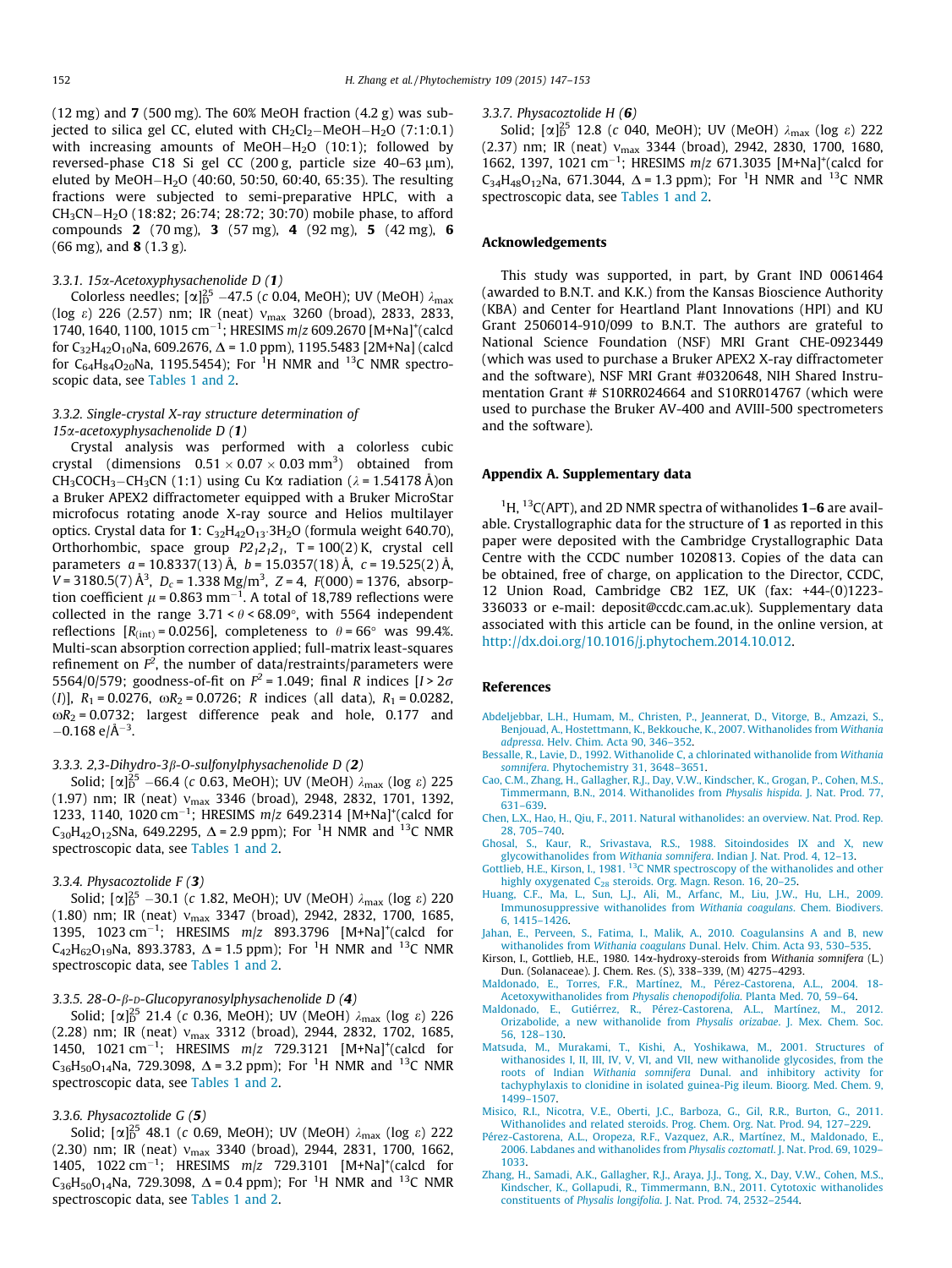(12 mg) and **7** (500 mg). The 60% MeOH fraction (4.2 g) was subjected to silica gel CC, eluted with $CH_2Cl_2$–MeOH–$H_2O$ (7:1:0.1) with increasing amounts of MeOH–$H_2O$ (10:1); followed by reversed-phase C18 Si gel CC (200 g, particle size 40–63 μm), eluted by MeOH–$H_2O$ (40:60, 50:50, 60:40, 65:35). The resulting fractions were subjected to semi-preparative HPLC, with a $CH_3CN$–$H_2O$ (18:82; 26:74; 28:72; 30:70) mobile phase, to afford compounds **2** (70 mg), **3** (57 mg), **4** (92 mg), **5** (42 mg), **6** (66 mg), and **8** (1.3 g).

### 3.3.1. 15α-Acetoxyphysachenolide D (1)

Colorless needles; $[\alpha]_D^{25}$ −47.5 (*c* 0.04, MeOH); UV (MeOH) $\lambda_{max}$ (log ε) 226 (2.57) nm; IR (neat) $\nu_{max}$ 3260 (broad), 2833, 2833, 1740, 1640, 1100, 1015 $cm^{-1}$; HRESIMS *m/z* 609.2670 $[M+Na]^+$(calcd for $C_{32}H_{42}O_{10}Na$, 609.2676, Δ = 1.0 ppm), 1195.5483 [2M+Na] (calcd for $C_{64}H_{84}O_{20}Na$, 1195.5454); For $^1H$ NMR and $^{13}C$ NMR spectroscopic data, see Tables 1 and 2.

### 3.3.2. Single-crystal X-ray structure determination of 15α-acetoxyphysachenolide D (1)

Crystal analysis was performed with a colorless cubic crystal (dimensions 0.51 × 0.07 × 0.03 $mm^3$) obtained from $CH_3COCH_3$–$CH_3CN$ (1:1) using Cu Kα radiation (λ = 1.54178 Å)on a Bruker APEX2 diffractometer equipped with a Bruker MicroStar microfocus rotating anode X-ray source and Helios multilayer optics. Crystal data for **1**: $C_{32}H_{42}O_{13}\cdot 3H_2O$ (formula weight 640.70), Orthorhombic, space group $P2_12_12_1$, T = 100(2) K, crystal cell parameters *a* = 10.8337(13) Å, *b* = 15.0357(18) Å, *c* = 19.525(2) Å, *V* = 3180.5(7) $Å^3$, $D_c$ = 1.338 $Mg/m^3$, *Z* = 4, *F*(000) = 1376, absorption coefficient μ = 0.863 $mm^{-1}$. A total of 18,789 reflections were collected in the range 3.71 < θ < 68.09°, with 5564 independent reflections [$R_{(int)}$ = 0.0256], completeness to θ = 66° was 99.4%. Multi-scan absorption correction applied; full-matrix least-squares refinement on $F^2$, the number of data/restraints/parameters were 5564/0/579; goodness-of-fit on $F^2$ = 1.049; final *R* indices [$I > 2\sigma(I)$], $R_1$ = 0.0276, $\omega R_2$ = 0.0726; *R* indices (all data), $R_1$ = 0.0282, $\omega R_2$ = 0.0732; largest difference peak and hole, 0.177 and −0.168 e/$Å^{-3}$.

### 3.3.3. 2,3-Dihydro-3β-O-sulfonylphysachenolide D (2)

Solid; $[\alpha]_D^{25}$ −66.4 (*c* 0.63, MeOH); UV (MeOH) $\lambda_{max}$ (log ε) 225 (1.97) nm; IR (neat) $\nu_{max}$ 3346 (broad), 2948, 2832, 1701, 1392, 1233, 1140, 1020 $cm^{-1}$; HRESIMS *m/z* 649.2314 $[M+Na]^+$(calcd for $C_{30}H_{42}O_{12}SNa$, 649.2295, Δ = 2.9 ppm); For $^1H$ NMR and $^{13}C$ NMR spectroscopic data, see Tables 1 and 2.

### 3.3.4. Physacoztolide F (3)

Solid; $[\alpha]_D^{25}$ −30.1 (*c* 1.82, MeOH); UV (MeOH) $\lambda_{max}$ (log ε) 220 (1.80) nm; IR (neat) $\nu_{max}$ 3347 (broad), 2942, 2832, 1700, 1685, 1395, 1023 $cm^{-1}$; HRESIMS *m/z* 893.3796 $[M+Na]^+$(calcd for $C_{42}H_{62}O_{19}Na$, 893.3783, Δ = 1.5 ppm); For $^1H$ NMR and $^{13}C$ NMR spectroscopic data, see Tables 1 and 2.

### 3.3.5. 28-O-β-D-Glucopyranosylphysachenolide D (4)

Solid; $[\alpha]_D^{25}$ 21.4 (*c* 0.36, MeOH); UV (MeOH) $\lambda_{max}$ (log ε) 226 (2.28) nm; IR (neat) $\nu_{max}$ 3312 (broad), 2944, 2832, 1702, 1685, 1450, 1021 $cm^{-1}$; HRESIMS *m/z* 729.3121 $[M+Na]^+$(calcd for $C_{36}H_{50}O_{14}Na$, 729.3098, Δ = 3.2 ppm); For $^1H$ NMR and $^{13}C$ NMR spectroscopic data, see Tables 1 and 2.

### 3.3.6. Physacoztolide G (5)

Solid; $[\alpha]_D^{25}$ 48.1 (*c* 0.69, MeOH); UV (MeOH) $\lambda_{max}$ (log ε) 222 (2.30) nm; IR (neat) $\nu_{max}$ 3340 (broad), 2944, 2831, 1700, 1662, 1405, 1022 $cm^{-1}$; HRESIMS *m/z* 729.3101 $[M+Na]^+$(calcd for $C_{36}H_{50}O_{14}Na$, 729.3098, Δ = 0.4 ppm); For $^1H$ NMR and $^{13}C$ NMR spectroscopic data, see Tables 1 and 2.

### 3.3.7. Physacoztolide H (6)

Solid; $[\alpha]_D^{25}$ 12.8 (*c* 040, MeOH); UV (MeOH) $\lambda_{max}$ (log ε) 222 (2.37) nm; IR (neat) $\nu_{max}$ 3344 (broad), 2942, 2830, 1700, 1680, 1662, 1397, 1021 $cm^{-1}$; HRESIMS *m/z* 671.3035 $[M+Na]^+$(calcd for $C_{34}H_{48}O_{12}Na$, 671.3044, Δ = 1.3 ppm); For $^1H$ NMR and $^{13}C$ NMR spectroscopic data, see Tables 1 and 2.

## Acknowledgements

This study was supported, in part, by Grant IND 0061464 (awarded to B.N.T. and K.K.) from the Kansas Bioscience Authority (KBA) and Center for Heartland Plant Innovations (HPI) and KU Grant 2506014-910/099 to B.N.T. The authors are grateful to National Science Foundation (NSF) MRI Grant CHE-0923449 (which was used to purchase a Bruker APEX2 X-ray diffractometer and the software), NSF MRI Grant #0320648, NIH Shared Instrumentation Grant # S10RR024664 and S10RR014767 (which were used to purchase the Bruker AV-400 and AVIII-500 spectrometers and the software).

## Appendix A. Supplementary data

$^1H$, $^{13}C$(APT), and 2D NMR spectra of withanolides **1**–**6** are available. Crystallographic data for the structure of **1** as reported in this paper were deposited with the Cambridge Crystallographic Data Centre with the CCDC number 1020813. Copies of the data can be obtained, free of charge, on application to the Director, CCDC, 12 Union Road, Cambridge CB2 1EZ, UK (fax: +44-(0)1223-336033 or e-mail: deposit@ccdc.cam.ac.uk). Supplementary data associated with this article can be found, in the online version, at http://dx.doi.org/10.1016/j.phytochem.2014.10.012.

## References

Abdeljebbar, L.H., Humam, M., Christen, P., Jeannerat, D., Vitorge, B., Amzazi, S., Benjouad, A., Hostettmann, K., Bekkouche, K., 2007. Withanolides from *Withania adpressa*. Helv. Chim. Acta 90, 346–352.

Bessalle, R., Lavie, D., 1992. Withanolide C, a chlorinated withanolide from *Withania somnifera*. Phytochemistry 31, 3648–3651.

Cao, C.M., Zhang, H., Gallagher, R.J., Day, V.W., Kindscher, K., Grogan, P., Cohen, M.S., Timmermann, B.N., 2014. Withanolides from *Physalis hispida*. J. Nat. Prod. 77, 631–639.

Chen, L.X., Hao, H., Qiu, F., 2011. Natural withanolides: an overview. Nat. Prod. Rep. 28, 705–740.

Ghosal, S., Kaur, R., Srivastava, R.S., 1988. Sitoindosides IX and X, new glycowithanolides from *Withania somnifera*. Indian J. Nat. Prod. 4, 12–13.

Gottlieb, H.E., Kirson, I., 1981. $^{13}C$ NMR spectroscopy of the withanolides and other highly oxygenated $C_{28}$ steroids. Org. Magn. Reson. 16, 20–25.

Huang, C.F., Ma, L., Sun, L.J., Ali, M., Arfanc, M., Liu, J.W., Hu, L.H., 2009. Immunosuppressive withanolides from *Withania coagulans*. Chem. Biodivers. 6, 1415–1426.

Jahan, E., Perveen, S., Fatima, I., Malik, A., 2010. Coagulansins A and B, new withanolides from *Withania coagulans* Dunal. Helv. Chim. Acta 93, 530–535.

Kirson, I., Gottlieb, H.E., 1980. 14α-hydroxy-steroids from *Withania somnifera* (L.) Dun. (Solanaceae). J. Chem. Res. (S), 338–339, (M) 4275–4293.

Maldonado, E., Torres, F.R., Martínez, M., Pérez-Castorena, A.L., 2004. 18-Acetoxywithanolides from *Physalis chenopodifolia*. Planta Med. 70, 59–64.

Maldonado, E., Gutiérrez, R., Pérez-Castorena, A.L., Martínez, M., 2012. Orizabolide, a new withanolide from *Physalis orizabae*. J. Mex. Chem. Soc. 56, 128–130.

Matsuda, M., Murakami, T., Kishi, A., Yoshikawa, M., 2001. Structures of withanosides I, II, III, IV, V, VI, and VII, new withanolide glycosides, from the roots of Indian *Withania somnifera* Dunal. and inhibitory activity for tachyphylaxis to clonidine in isolated guinea-Pig ileum. Bioorg. Med. Chem. 9, 1499–1507.

Misico, R.I., Nicotra, V.E., Oberti, J.C., Barboza, G., Gil, R.R., Burton, G., 2011. Withanolides and related steroids. Prog. Chem. Org. Nat. Prod. 94, 127–229.

Pérez-Castorena, A.L., Oropeza, R.F., Vazquez, A.R., Martínez, M., Maldonado, E., 2006. Labdanes and withanolides from *Physalis coztomatl*. J. Nat. Prod. 69, 1029–1033.

Zhang, H., Samadi, A.K., Gallagher, R.J., Araya, J.J., Tong, X., Day, V.W., Cohen, M.S., Kindscher, K., Gollapudi, R., Timmermann, B.N., 2011. Cytotoxic withanolide constituents of *Physalis longifolia*. J. Nat. Prod. 74, 2532–2544.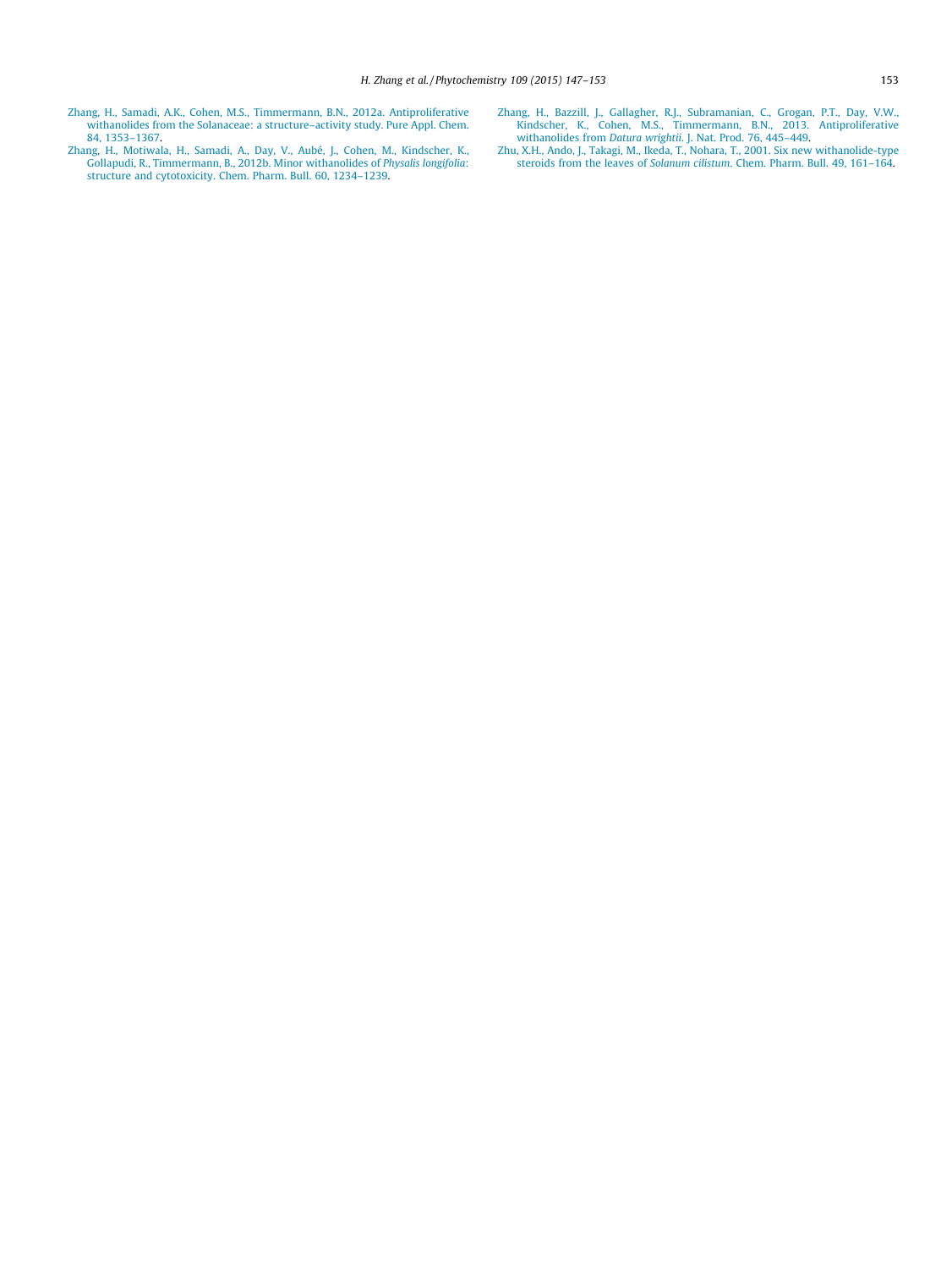Zhang, H., Samadi, A.K., Cohen, M.S., Timmermann, B.N., 2012a. Antiproliferative withanolides from the Solanaceae: a structure–activity study. Pure Appl. Chem. 84, 1353–1367.

Zhang, H., Motiwala, H., Samadi, A., Day, V., Aubé, J., Cohen, M., Kindscher, K., Gollapudi, R., Timmermann, B., 2012b. Minor withanolides of *Physalis longifolia*: structure and cytotoxicity. Chem. Pharm. Bull. 60, 1234–1239.

Zhang, H., Bazzill, J., Gallagher, R.J., Subramanian, C., Grogan, P.T., Day, V.W., Kindscher, K., Cohen, M.S., Timmermann, B.N., 2013. Antiproliferative withanolides from *Datura wrightii*. J. Nat. Prod. 76, 445–449.

Zhu, X.H., Ando, J., Takagi, M., Ikeda, T., Nohara, T., 2001. Six new withanolide-type steroids from the leaves of *Solanum cilistum*. Chem. Pharm. Bull. 49, 161–164.